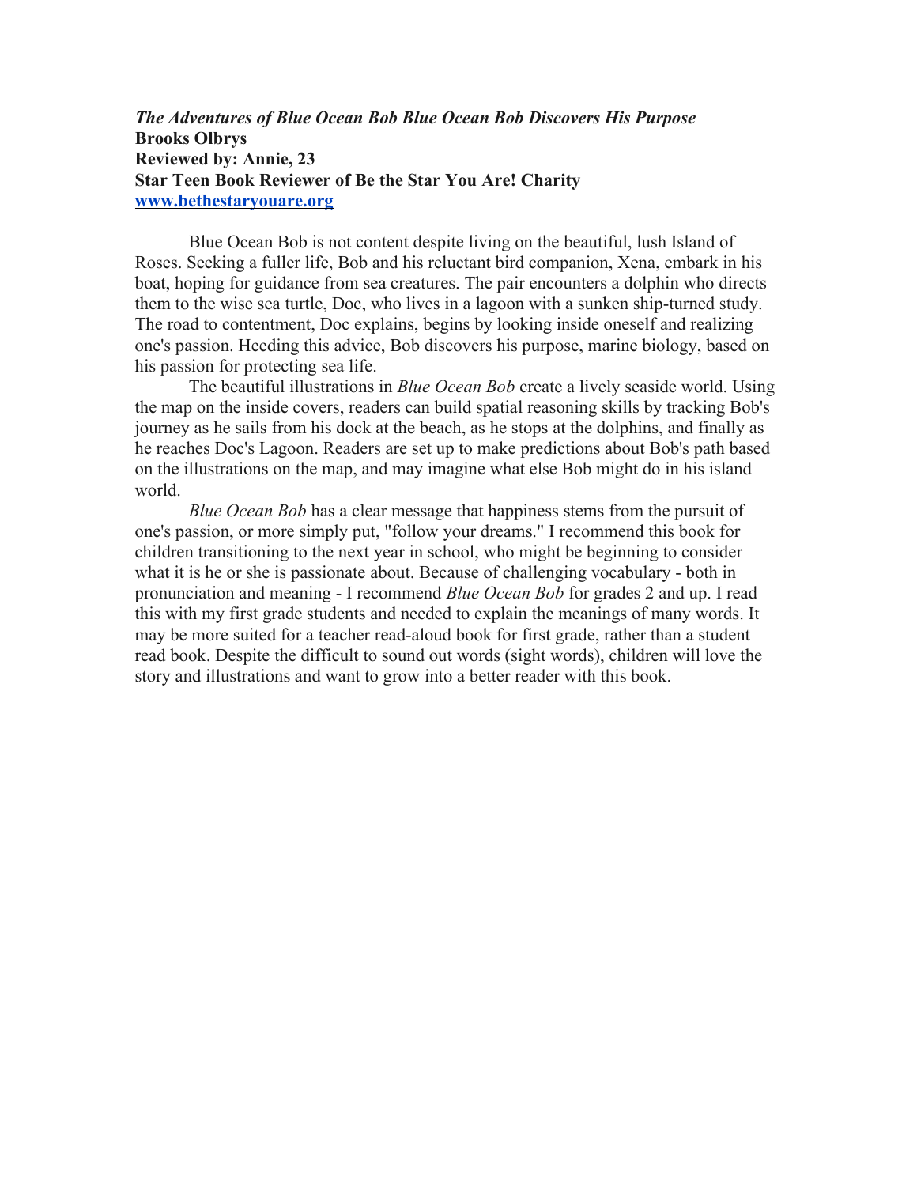***The Adventures of Blue Ocean Bob Blue Ocean Bob Discovers His Purpose***
**Brooks Olbrys**
**Reviewed by: Annie, 23**
**Star Teen Book Reviewer of Be the Star You Are! Charity**
**[www.bethestaryouare.org](http://www.bethestaryouare.org)**

Blue Ocean Bob is not content despite living on the beautiful, lush Island of Roses. Seeking a fuller life, Bob and his reluctant bird companion, Xena, embark in his boat, hoping for guidance from sea creatures. The pair encounters a dolphin who directs them to the wise sea turtle, Doc, who lives in a lagoon with a sunken ship-turned study. The road to contentment, Doc explains, begins by looking inside oneself and realizing one's passion. Heeding this advice, Bob discovers his purpose, marine biology, based on his passion for protecting sea life.

The beautiful illustrations in *Blue Ocean Bob* create a lively seaside world. Using the map on the inside covers, readers can build spatial reasoning skills by tracking Bob's journey as he sails from his dock at the beach, as he stops at the dolphins, and finally as he reaches Doc's Lagoon. Readers are set up to make predictions about Bob's path based on the illustrations on the map, and may imagine what else Bob might do in his island world.

*Blue Ocean Bob* has a clear message that happiness stems from the pursuit of one's passion, or more simply put, "follow your dreams." I recommend this book for children transitioning to the next year in school, who might be beginning to consider what it is he or she is passionate about. Because of challenging vocabulary - both in pronunciation and meaning - I recommend *Blue Ocean Bob* for grades 2 and up. I read this with my first grade students and needed to explain the meanings of many words. It may be more suited for a teacher read-aloud book for first grade, rather than a student read book. Despite the difficult to sound out words (sight words), children will love the story and illustrations and want to grow into a better reader with this book.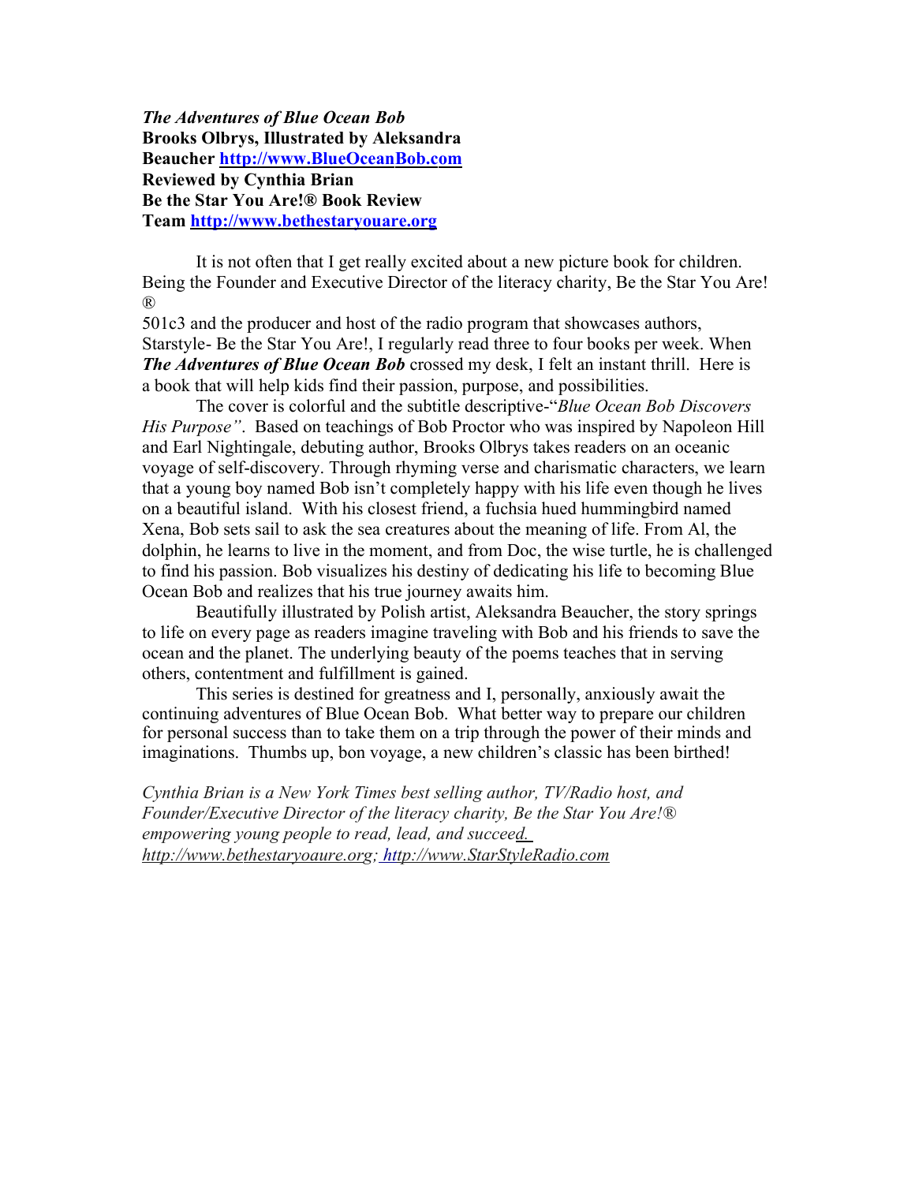***The Adventures of Blue Ocean Bob***
**Brooks Olbrys, Illustrated by Aleksandra Beaucher http://www.BlueOceanBob.com**
**Reviewed by Cynthia Brian**
**Be the Star You Are!® Book Review Team http://www.bethestaryouare.org**

It is not often that I get really excited about a new picture book for children. Being the Founder and Executive Director of the literacy charity, Be the Star You Are! ® 501c3 and the producer and host of the radio program that showcases authors, Starstyle- Be the Star You Are!, I regularly read three to four books per week. When ***The Adventures of Blue Ocean Bob*** crossed my desk, I felt an instant thrill. Here is a book that will help kids find their passion, purpose, and possibilities.

The cover is colorful and the subtitle descriptive-"*Blue Ocean Bob Discovers His Purpose"*. Based on teachings of Bob Proctor who was inspired by Napoleon Hill and Earl Nightingale, debuting author, Brooks Olbrys takes readers on an oceanic voyage of self-discovery. Through rhyming verse and charismatic characters, we learn that a young boy named Bob isn't completely happy with his life even though he lives on a beautiful island. With his closest friend, a fuchsia hued hummingbird named Xena, Bob sets sail to ask the sea creatures about the meaning of life. From Al, the dolphin, he learns to live in the moment, and from Doc, the wise turtle, he is challenged to find his passion. Bob visualizes his destiny of dedicating his life to becoming Blue Ocean Bob and realizes that his true journey awaits him.

Beautifully illustrated by Polish artist, Aleksandra Beaucher, the story springs to life on every page as readers imagine traveling with Bob and his friends to save the ocean and the planet. The underlying beauty of the poems teaches that in serving others, contentment and fulfillment is gained.

This series is destined for greatness and I, personally, anxiously await the continuing adventures of Blue Ocean Bob. What better way to prepare our children for personal success than to take them on a trip through the power of their minds and imaginations. Thumbs up, bon voyage, a new children's classic has been birthed!

*Cynthia Brian is a New York Times best selling author, TV/Radio host, and Founder/Executive Director of the literacy charity, Be the Star You Are!® empowering young people to read, lead, and succeed. http://www.bethestaryoaure.org; http://www.StarStyleRadio.com*